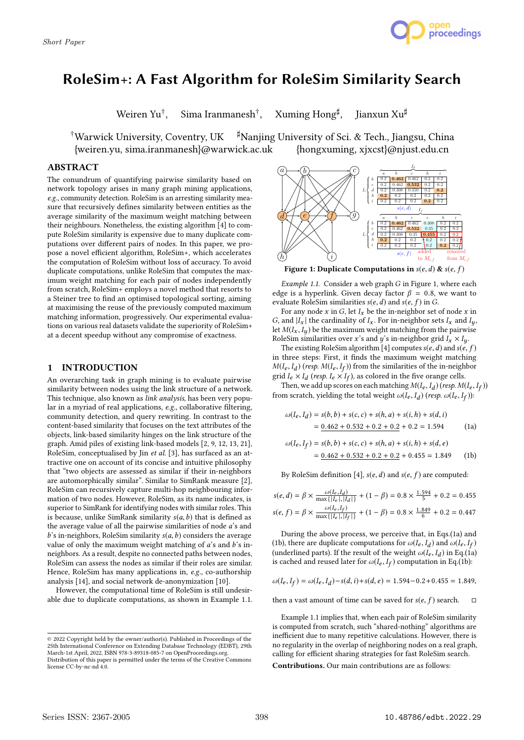Short Paper

# RoleSim+: A Fast Algorithm for RoleSim Similarity Search

Weiren Yu[†], Sima Iranmanesh[†], Xuming Hong[♯], Jianxun Xu[♯]

[†]Warwick University, Coventry, UK [♯]Nanjing University of Sci. & Tech., Jiangsu, China
{weiren.yu, sima.iranmanesh}@warwick.ac.uk {hongxuming, xjxcst}@njust.edu.cn

## ABSTRACT

The conundrum of quantifying pairwise similarity based on network topology arises in many graph mining applications, *e.g.*, community detection. RoleSim is an arresting similarity measure that recursively defines similarity between entities as the average similarity of the maximum weight matching between their neighbours. Nonetheless, the existing algorithm [4] to compute RoleSim similarity is expensive due to many duplicate computations over different pairs of nodes. In this paper, we propose a novel efficient algorithm, RoleSim+, which accelerates the computation of RoleSim without loss of accuracy. To avoid duplicate computations, unlike RoleSim that computes the maximum weight matching for each pair of nodes independently from scratch, RoleSim+ employs a novel method that resorts to a Steiner tree to find an optimised topological sorting, aiming at maximising the reuse of the previously computed maximum matching information, progressively. Our experimental evaluations on various real datasets validate the superiority of RoleSim+ at a decent speedup without any compromise of exactness.

## 1 INTRODUCTION

An overarching task in graph mining is to evaluate pairwise similarity between nodes using the link structure of a network. This technique, also known as *link analysis*, has been very popular in a myriad of real applications, *e.g.*, collaborative filtering, community detection, and query rewriting. In contrast to the content-based similarity that focuses on the text attributes of the objects, link-based similarity hinges on the link structure of the graph. Amid piles of existing link-based models [2, 9, 12, 13, 21], RoleSim, conceptualised by Jin *et al.* [3], has surfaced as an attractive one on account of its concise and intuitive philosophy that "two objects are assessed as similar if their in-neighbors are automorphically similar". Similar to SimRank measure [2], RoleSim can recursively capture multi-hop neighbouring information of two nodes. However, RoleSim, as its name indicates, is superior to SimRank for identifying nodes with similar roles. This is because, unlike SimRank similarity $s(a, b)$ that is defined as the average value of all the pairwise similarities of node $a$'s and $b$'s in-neighbors, RoleSim similarity $s(a, b)$ considers the average value of only the maximum weight matching of $a$'s and $b$'s in-neighbors. As a result, despite no connected paths between nodes, RoleSim can assess the nodes as similar if their roles are similar. Hence, RoleSim has many applications in, *e.g.*, co-authorship analysis [14], and social network de-anonymization [10].

However, the computational time of RoleSim is still undesirable due to duplicate computations, as shown in Example 1.1.

**Figure 1: Duplicate Computations in $s(e, d)$ & $s(e, f)$**

*Example 1.1.* Consider a web graph $G$ in Figure 1, where each edge is a hyperlink. Given decay factor $\beta = 0.8$, we want to evaluate RoleSim similarities $s(e, d)$ and $s(e, f)$ in $G$.

For any node $x$ in $G$, let $I_x$ be the in-neighbor set of node $x$ in $G$, and $|I_x|$ the cardinality of $I_x$. For in-neighbor sets $I_x$ and $I_y$, let $M(I_x, I_y)$ be the maximum weight matching from the pairwise RoleSim similarities over $x$'s and $y$'s in-neighbor grid $I_x \times I_y$.

The existing RoleSim algorithm [4] computes $s(e, d)$ and $s(e, f)$ in three steps: First, it finds the maximum weight matching $M(I_e, I_d)$ (*resp.* $M(I_e, I_f)$) from the similarities of the in-neighbor grid $I_e \times I_d$ (*resp.* $I_e \times I_f$), as colored in the five orange cells.

Then, we add up scores on each matching $M(I_e, I_d)$ (*resp.* $M(I_e, I_f)$) from scratch, yielding the total weight $\omega(I_e, I_d)$ (*resp.* $\omega(I_e, I_f)$):

$$\begin{aligned}\omega(I_e, I_d) &= s(b, b) + s(c, c) + s(h, a) + s(i, h) + s(d, i) \\ &= \underline{0.462 + 0.532 + 0.2 + 0.2} + 0.2 = 1.594 \end{aligned} \tag{1a}$$

$$\begin{aligned}\omega(I_e, I_f) &= s(b, b) + s(c, c) + s(h, a) + s(i, h) + s(d, e) \\ &= \underline{0.462 + 0.532 + 0.2 + 0.2} + 0.455 = 1.849 \end{aligned} \tag{1b}$$

By RoleSim definition [4], $s(e, d)$ and $s(e, f)$ are computed:

$$s(e, d) = \beta \times \frac{\omega(I_e, I_d)}{\max\{|I_e|, |I_d|\}} + (1 - \beta) = 0.8 \times \frac{1.594}{5} + 0.2 = 0.455$$

$$s(e, f) = \beta \times \frac{\omega(I_e, I_f)}{\max\{|I_e|, |I_f|\}} + (1 - \beta) = 0.8 \times \frac{1.849}{6} + 0.2 = 0.447$$

During the above process, we perceive that, in Eqs.(1a) and (1b), there are duplicate computations for $\omega(I_e, I_d)$ and $\omega(I_e, I_f)$ (underlined parts). If the result of the weight $\omega(I_e, I_d)$ in Eq.(1a) is cached and reused later for $\omega(I_e, I_f)$ computation in Eq.(1b):

$$\omega(I_e, I_f) = \omega(I_e, I_d) - s(d, i) + s(d, e) = 1.594 - 0.2 + 0.455 = 1.849,$$

then a vast amount of time can be saved for $s(e, f)$ search. □

Example 1.1 implies that, when each pair of RoleSim similarity is computed from scratch, such "shared-nothing" algorithms are inefficient due to many repetitive calculations. However, there is no regularity in the overlap of neighboring nodes on a real graph, calling for efficient sharing strategies for fast RoleSim search.

**Contributions.** Our main contributions are as follows:

© 2022 Copyright held by the owner/author(s). Published in Proceedings of the 25th International Conference on Extending Database Technology (EDBT), 29th March-1st April, 2022, ISBN 978-3-89318-085-7 on OpenProceedings.org. Distribution of this paper is permitted under the terms of the Creative Commons license CC-by-nc-nd 4.0.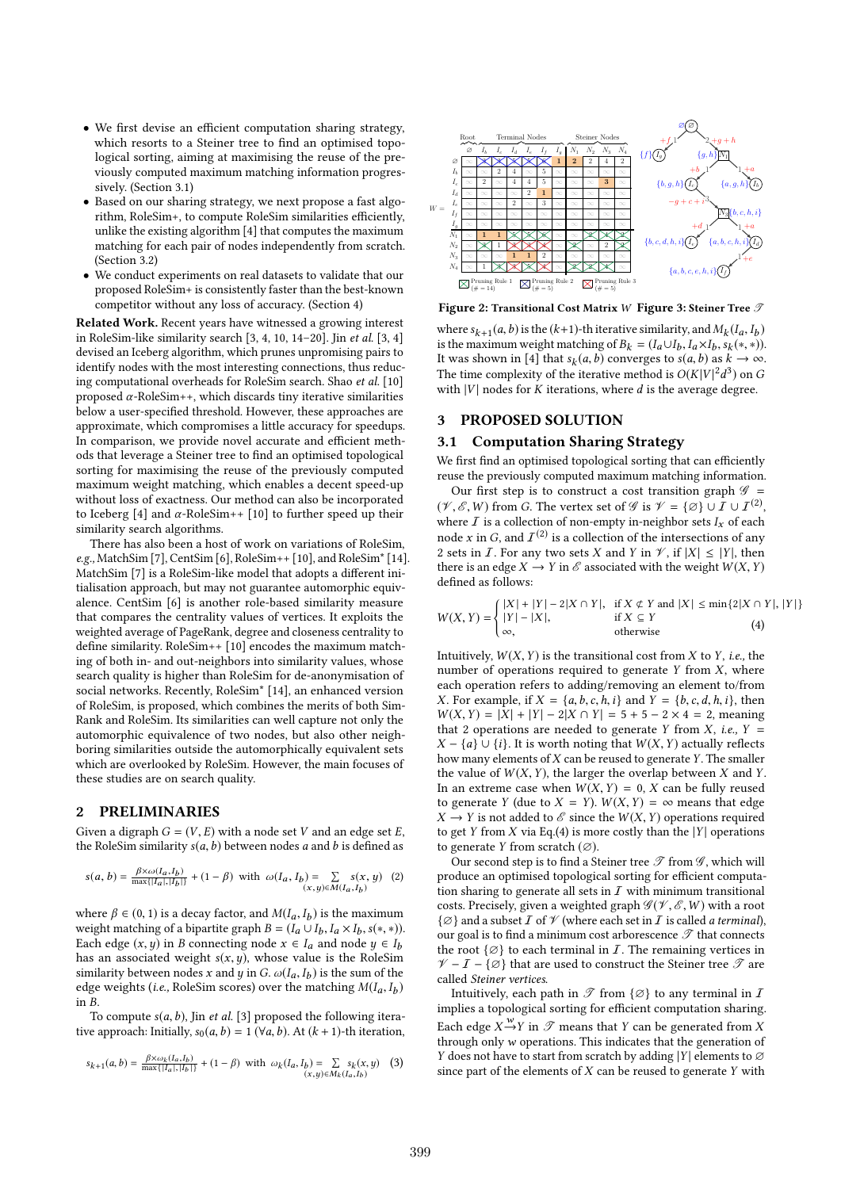- We first devise an efficient computation sharing strategy, which resorts to a Steiner tree to find an optimised topological sorting, aiming at maximising the reuse of the previously computed maximum matching information progressively. (Section 3.1)
- Based on our sharing strategy, we next propose a fast algorithm, RoleSim+, to compute RoleSim similarities efficiently, unlike the existing algorithm [4] that computes the maximum matching for each pair of nodes independently from scratch. (Section 3.2)
- We conduct experiments on real datasets to validate that our proposed RoleSim+ is consistently faster than the best-known competitor without any loss of accuracy. (Section 4)

**Related Work.** Recent years have witnessed a growing interest in RoleSim-like similarity search [3, 4, 10, 14–20]. Jin *et al.* [3, 4] devised an Iceberg algorithm, which prunes unpromising pairs to identify nodes with the most interesting connections, thus reducing computational overheads for RoleSim search. Shao *et al.* [10] proposed $\alpha$-RoleSim++, which discards tiny iterative similarities below a user-specified threshold. However, these approaches are approximate, which compromises a little accuracy for speedups. In comparison, we provide novel accurate and efficient methods that leverage a Steiner tree to find an optimised topological sorting for maximising the reuse of the previously computed maximum weight matching, which enables a decent speed-up without loss of exactness. Our method can also be incorporated to Iceberg [4] and $\alpha$-RoleSim++ [10] to further speed up their similarity search algorithms.

There has also been a host of work on variations of RoleSim, *e.g.*, MatchSim [7], CentSim [6], RoleSim++ [10], and RoleSim* [14]. MatchSim [7] is a RoleSim-like model that adopts a different initialisation approach, but may not guarantee automorphic equivalence. CentSim [6] is another role-based similarity measure that compares the centrality values of vertices. It exploits the weighted average of PageRank, degree and closeness centrality to define similarity. RoleSim++ [10] encodes the maximum matching of both in- and out-neighbors into similarity values, whose search quality is higher than RoleSim for de-anonymisation of social networks. Recently, RoleSim* [14], an enhanced version of RoleSim, is proposed, which combines the merits of both SimRank and RoleSim. Its similarities can well capture not only the automorphic equivalence of two nodes, but also other neighboring similarities outside the automorphically equivalent sets which are overlooked by RoleSim. However, the main focuses of these studies are on search quality.

## 2 PRELIMINARIES

Given a digraph $G = (V, E)$ with a node set $V$ and an edge set $E$, the RoleSim similarity $s(a, b)$ between nodes $a$ and $b$ is defined as

$$s(a,b) = \frac{\beta \times \omega(I_a, I_b)}{\max\{|I_a|, |I_b|\}} + (1-\beta) \quad \text{with} \quad \omega(I_a, I_b) = \sum_{(x,y)\in M(I_a, I_b)} s(x,y) \quad (2)$$

where $\beta \in (0, 1)$ is a decay factor, and $M(I_a, I_b)$ is the maximum weight matching of a bipartite graph $B = (I_a \cup I_b, I_a \times I_b, s(*, *))$. Each edge $(x, y)$ in $B$ connecting node $x \in I_a$ and node $y \in I_b$ has an associated weight $s(x, y)$, whose value is the RoleSim similarity between nodes $x$ and $y$ in $G$. $\omega(I_a, I_b)$ is the sum of the edge weights (*i.e.*, RoleSim scores) over the matching $M(I_a, I_b)$ in $B$.

To compute $s(a, b)$, Jin *et al.* [3] proposed the following iterative approach: Initially, $s_0(a, b) = 1$ $(\forall a, b)$. At $(k + 1)$-th iteration,

$$s_{k+1}(a,b) = \frac{\beta \times \omega_k(I_a, I_b)}{\max\{|I_a|, |I_b|\}} + (1-\beta) \quad \text{with} \quad \omega_k(I_a, I_b) = \sum_{(x,y)\in M_k(I_a, I_b)} s_k(x,y) \quad (3)$$

Figure 2: Transitional Cost Matrix $W$ Figure 3: Steiner Tree $\mathcal{T}$

where $s_{k+1}(a, b)$ is the $(k+1)$-th iterative similarity, and $M_k(I_a, I_b)$ is the maximum weight matching of $B_k = (I_a \cup I_b, I_a \times I_b, s_k(*, *))$. It was shown in [4] that $s_k(a, b)$ converges to $s(a, b)$ as $k \to \infty$. The time complexity of the iterative method is $O(K|V|^2 d^3)$ on $G$ with $|V|$ nodes for $K$ iterations, where $d$ is the average degree.

## 3 PROPOSED SOLUTION

### 3.1 Computation Sharing Strategy

We first find an optimised topological sorting that can efficiently reuse the previously computed maximum matching information.

Our first step is to construct a cost transition graph $\mathcal{G} = (\mathcal{V}, \mathcal{E}, W)$ from $G$. The vertex set of $\mathcal{G}$ is $\mathcal{V} = \{\varnothing\} \cup \mathcal{I} \cup \mathcal{I}^{(2)}$, where $\mathcal{I}$ is a collection of non-empty in-neighbor sets $I_x$ of each node $x$ in $G$, and $\mathcal{I}^{(2)}$ is a collection of the intersections of any 2 sets in $\mathcal{I}$. For any two sets $X$ and $Y$ in $\mathcal{I}$, if $|X| \le |Y|$, then there is an edge $X \to Y$ in $\mathcal{E}$ associated with the weight $W(X, Y)$ defined as follows:

$$W(X,Y) = \begin{cases} |X| + |Y| - 2|X \cap Y|, & \text{if } X \not\subset Y \text{ and } |X| \le \min\{2|X \cap Y|, |Y|\} \\ |Y| - |X|, & \text{if } X \subseteq Y \\ \infty, & \text{otherwise} \end{cases} \quad (4)$$

Intuitively, $W(X, Y)$ is the transitional cost from $X$ to $Y$, *i.e.*, the number of operations required to generate $Y$ from $X$, where each operation refers to adding/removing an element to/from $X$. For example, if $X = \{a, b, c, h, i\}$ and $Y = \{b, c, d, h, i\}$, then $W(X, Y) = |X| + |Y| - 2|X \cap Y| = 5 + 5 - 2 \times 4 = 2$, meaning that 2 operations are needed to generate $Y$ from $X$, *i.e.*, $Y = X - \{a\} \cup \{i\}$. It is worth noting that $W(X, Y)$ actually reflects how many elements of $X$ can be reused to generate $Y$. The smaller the value of $W(X, Y)$, the larger the overlap between $X$ and $Y$. In an extreme case when $W(X, Y) = 0$, $X$ can be fully reused to generate $Y$ (due to $X = Y$). $W(X, Y) = \infty$ means that edge $X \to Y$ is not added to $\mathcal{E}$ since the $W(X, Y)$ operations required to get $Y$ from $X$ via Eq.(4) is more costly than the $|Y|$ operations to generate $Y$ from scratch ($\varnothing$).

Our second step is to find a Steiner tree $\mathcal{T}$ from $\mathcal{G}$, which will produce an optimised topological sorting for efficient computation sharing to generate all sets in $\mathcal{I}$ with minimum transitional costs. Precisely, given a weighted graph $\mathcal{G}(\mathcal{V}, \mathcal{E}, W)$ with a root $\{\varnothing\}$ and a subset $\mathcal{I}$ of $\mathcal{V}$ (where each set in $\mathcal{I}$ is called *a terminal*), our goal is to find a minimum cost arborescence $\mathcal{T}$ that connects the root $\{\varnothing\}$ to each terminal in $\mathcal{I}$. The remaining vertices in $\mathcal{V} - \mathcal{I} - \{\varnothing\}$ that are used to construct the Steiner tree $\mathcal{T}$ are called *Steiner vertices*.

Intuitively, each path in $\mathcal{T}$ from $\{\varnothing\}$ to any terminal in $\mathcal{I}$ implies a topological sorting for efficient computation sharing. Each edge $X \xrightarrow{w} Y$ in $\mathcal{T}$ means that $Y$ can be generated from $X$ through only $w$ operations. This indicates that the generation of $Y$ does not have to start from scratch by adding $|Y|$ elements to $\varnothing$ since part of the elements of $X$ can be reused to generate $Y$ with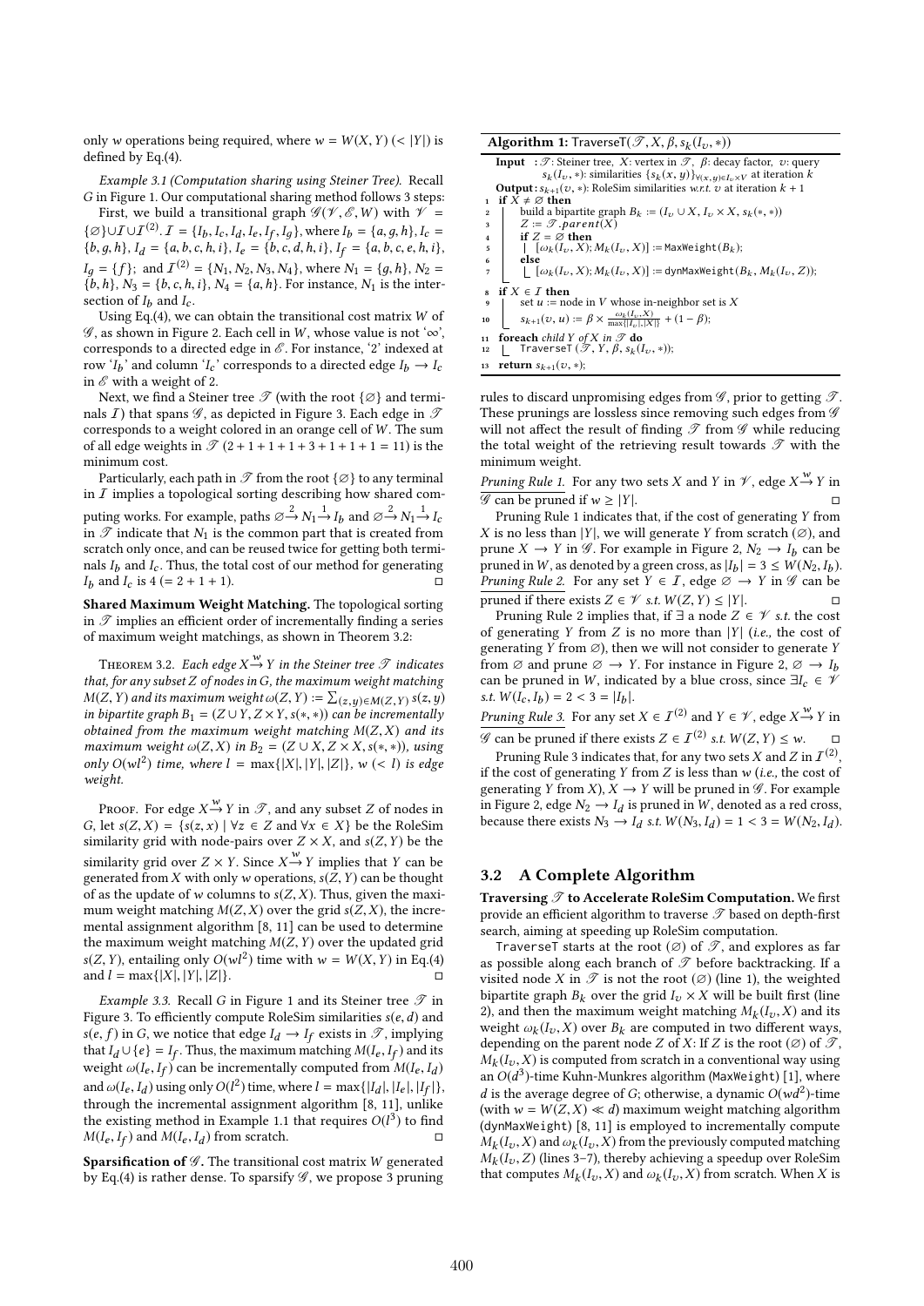only $w$ operations being required, where $w = W(X,Y)$ $(< |Y|)$ is defined by Eq.(4).

*Example 3.1 (Computation sharing using Steiner Tree).* Recall $G$ in Figure 1. Our computational sharing method follows 3 steps:

First, we build a transitional graph $\mathscr{G}(\mathscr{V}, \mathscr{E}, W)$ with $\mathscr{V} = \{\varnothing\} \cup \mathcal{I} \cup \mathcal{I}^{(2)}$. $\mathcal{I} = \{I_b, I_c, I_d, I_e, I_f, I_g\}$, where $I_b = \{a, g, h\}$, $I_c = \{b, g, h\}$, $I_d = \{a, b, c, h, i\}$, $I_e = \{b, c, d, h, i\}$, $I_f = \{a, b, c, e, h, i\}$, $I_g = \{f\}$; and $\mathcal{I}^{(2)} = \{N_1, N_2, N_3, N_4\}$, where $N_1 = \{g, h\}$, $N_2 = \{b, h\}$, $N_3 = \{b, c, h, i\}$, $N_4 = \{a, h\}$. For instance, $N_1$ is the intersection of $I_b$ and $I_c$.

Using Eq.(4), we can obtain the transitional cost matrix $W$ of $\mathscr{G}$, as shown in Figure 2. Each cell in $W$, whose value is not '$\infty$', corresponds to a directed edge in $\mathscr{E}$. For instance, '2' indexed at row '$I_b$' and column '$I_c$' corresponds to a directed edge $I_b \rightarrow I_c$ in $\mathscr{E}$ with a weight of 2.

Next, we find a Steiner tree $\mathscr{T}$ (with the root $\{\varnothing\}$ and terminals $\mathcal{I}$) that spans $\mathscr{G}$, as depicted in Figure 3. Each edge in $\mathscr{T}$ corresponds to a weight colored in an orange cell of $W$. The sum of all edge weights in $\mathscr{T}$ $(2+1+1+1+3+1+1+1+1 = 11)$ is the minimum cost.

Particularly, each path in $\mathscr{T}$ from the root $\{\varnothing\}$ to any terminal in $\mathcal{I}$ implies a topological sorting describing how shared computing works. For example, paths $\varnothing \xrightarrow{2} N_1 \xrightarrow{1} I_b$ and $\varnothing \xrightarrow{2} N_1 \xrightarrow{1} I_c$ in $\mathscr{T}$ indicate that $N_1$ is the common part that is created from scratch only once, and can be reused twice for getting both terminals $I_b$ and $I_c$. Thus, the total cost of our method for generating $I_b$ and $I_c$ is $4$ $(= 2 + 1 + 1)$. ◻

**Shared Maximum Weight Matching.** The topological sorting in $\mathscr{T}$ implies an efficient order of incrementally finding a series of maximum weight matchings, as shown in Theorem 3.2:

Theorem 3.2. *Each edge $X \xrightarrow{w} Y$ in the Steiner tree $\mathscr{T}$ indicates that, for any subset $Z$ of nodes in $G$, the maximum weight matching $M(Z,Y)$ and its maximum weight $\omega(Z,Y) := \sum_{(z,y)\in M(Z,Y)} s(z,y)$ in bipartite graph $B_1 = (Z \cup Y, Z \times Y, s(*,*))$ can be incrementally obtained from the maximum weight matching $M(Z,X)$ and its maximum weight $\omega(Z,X)$ in $B_2 = (Z \cup X, Z \times X, s(*,*))$, using only $O(wl^2)$ time, where $l = \max\{|X|, |Y|, |Z|\}$, $w$ $(< l)$ is edge weight.*

Proof. For edge $X \xrightarrow{w} Y$ in $\mathscr{T}$, and any subset $Z$ of nodes in $G$, let $s(Z,X) = \{s(z,x) \mid \forall z \in Z \text{ and } \forall x \in X\}$ be the RoleSim similarity grid with node-pairs over $Z \times X$, and $s(Z,Y)$ be the similarity grid over $Z \times Y$. Since $X \xrightarrow{w} Y$ implies that $Y$ can be generated from $X$ with only $w$ operations, $s(Z,Y)$ can be thought of as the update of $w$ columns to $s(Z,X)$. Thus, given the maximum weight matching $M(Z,X)$ over the grid $s(Z,X)$, the incremental assignment algorithm [8, 11] can be used to determine the maximum weight matching $M(Z,Y)$ over the updated grid $s(Z,Y)$, entailing only $O(wl^2)$ time with $w = W(X,Y)$ in Eq.(4) and $l = \max\{|X|, |Y|, |Z|\}$. ◻

*Example 3.3.* Recall $G$ in Figure 1 and its Steiner tree $\mathscr{T}$ in Figure 3. To efficiently compute RoleSim similarities $s(e,d)$ and $s(e,f)$ in $G$, we notice that edge $I_d \rightarrow I_f$ exists in $\mathscr{T}$, implying that $I_d \cup \{e\} = I_f$. Thus, the maximum matching $M(I_e, I_f)$ and its weight $\omega(I_e, I_f)$ can be incrementally computed from $M(I_e, I_d)$ and $\omega(I_e, I_d)$ using only $O(l^2)$ time, where $l = \max\{|I_d|, |I_e|, |I_f|\}$, through the incremental assignment algorithm [8, 11], unlike the existing method in Example 1.1 that requires $O(l^3)$ to find $M(I_e, I_f)$ and $M(I_e, I_d)$ from scratch. ◻

**Sparsification of $\mathscr{G}$.** The transitional cost matrix $W$ generated by Eq.(4) is rather dense. To sparsify $\mathscr{G}$, we propose 3 pruning rules to discard unpromising edges from $\mathscr{G}$, prior to getting $\mathscr{T}$. These prunings are lossless since removing such edges from $\mathscr{G}$ will not affect the result of finding $\mathscr{T}$ from $\mathscr{G}$ while reducing the total weight of the retrieving result towards $\mathscr{T}$ with the minimum weight.

*Pruning Rule 1.* For any two sets $X$ and $Y$ in $\mathscr{V}$, edge $X \xrightarrow{w} Y$ in $\mathscr{G}$ can be pruned if $w \geq |Y|$. ◻

Pruning Rule 1 indicates that, if the cost of generating $Y$ from $X$ is no less than $|Y|$, we will generate $Y$ from scratch ($\varnothing$), and prune $X \rightarrow Y$ in $\mathscr{G}$. For example in Figure 2, $N_2 \rightarrow I_b$ can be pruned in $W$, as denoted by a green cross, as $|I_b| = 3 \leq W(N_2, I_b)$.

*Pruning Rule 2.* For any set $Y \in \mathcal{I}$, edge $\varnothing \rightarrow Y$ in $\mathscr{G}$ can be pruned if there exists $Z \in \mathscr{V}$ *s.t.* $W(Z,Y) \leq |Y|$. ◻

Pruning Rule 2 implies that, if $\exists$ a node $Z \in \mathscr{V}$ *s.t.* the cost of generating $Y$ from $Z$ is no more than $|Y|$ (*i.e.,* the cost of generating $Y$ from $\varnothing$), then we will not consider to generate $Y$ from $\varnothing$ and prune $\varnothing \rightarrow Y$. For instance in Figure 2, $\varnothing \rightarrow I_b$ can be pruned in $W$, indicated by a blue cross, since $\exists I_c \in \mathscr{V}$ *s.t.* $W(I_c, I_b) = 2 < 3 = |I_b|$.

*Pruning Rule 3.* For any set $X \in \mathcal{I}^{(2)}$ and $Y \in \mathscr{V}$, edge $X \xrightarrow{w} Y$ in $\mathscr{G}$ can be pruned if there exists $Z \in \mathcal{I}^{(2)}$ *s.t.* $W(Z,Y) \leq w$. ◻

Pruning Rule 3 indicates that, for any two sets $X$ and $Z$ in $\mathcal{I}^{(2)}$, if the cost of generating $Y$ from $Z$ is less than $w$ (*i.e.,* the cost of generating $Y$ from $X$), $X \rightarrow Y$ will be pruned in $\mathscr{G}$. For example in Figure 2, edge $N_2 \rightarrow I_d$ is pruned in $W$, denoted as a red cross, because there exists $N_3 \rightarrow I_d$ *s.t.* $W(N_3, I_d) = 1 < 3 = W(N_2, I_d)$.

**Algorithm 1:** TraverseT($\mathscr{T}, X, \beta, s_k(I_v, *)$)

```
Input  : T: Steiner tree, X: vertex in T, β: decay factor, v: query
         s_k(I_v, *): similarities {s_k(x, y)}_{∀(x,y)∈I_v×V} at iteration k
Output : s_{k+1}(v, *): RoleSim similarities w.r.t. v at iteration k+1
1  if X ≠ ∅ then
2      build a bipartite graph B_k := (I_v ∪ X, I_v × X, s_k(*, *))
3      Z := T.parent(X)
4      if Z = ∅ then
5          [ω_k(I_v, X); M_k(I_v, X)] := MaxWeight(B_k);
6      else
7          [ω_k(I_v, X); M_k(I_v, X)] := dynMaxWeight(B_k, M_k(I_v, Z));
8  if X ∈ I then
9      set u := node in V whose in-neighbor set is X
10     s_{k+1}(v, u) := β × ω_k(I_v, X) / max{|I_v|, |X|} + (1 − β);
11 foreach child Y of X in T do
12     TraverseT(T, Y, β, s_k(I_v, *));
13 return s_{k+1}(v, *);
```

## 3.2 A Complete Algorithm

**Traversing $\mathscr{T}$ to Accelerate RoleSim Computation.** We first provide an efficient algorithm to traverse $\mathscr{T}$ based on depth-first search, aiming at speeding up RoleSim computation.

TraverseT starts at the root ($\varnothing$) of $\mathscr{T}$, and explores as far as possible along each branch of $\mathscr{T}$ before backtracking. If a visited node $X$ in $\mathscr{T}$ is not the root ($\varnothing$) (line 1), the weighted bipartite graph $B_k$ over the grid $I_v \times X$ will be built first (line 2), and then the maximum weight matching $M_k(I_v, X)$ and its weight $\omega_k(I_v, X)$ over $B_k$ are computed in two different ways, depending on the parent node $Z$ of $X$: If $Z$ is the root ($\varnothing$) of $\mathscr{T}$, $M_k(I_v, X)$ is computed from scratch in a conventional way using an $O(d^3)$-time Kuhn-Munkres algorithm (MaxWeight) [1], where $d$ is the average degree of $G$; otherwise, a dynamic $O(wd^2)$-time (with $w = W(Z,X) \ll d$) maximum weight matching algorithm (dynMaxWeight) [8, 11] is employed to incrementally compute $M_k(I_v, X)$ and $\omega_k(I_v, X)$ from the previously computed matching $M_k(I_v, Z)$ (lines 3–7), thereby achieving a speedup over RoleSim that computes $M_k(I_v, X)$ and $\omega_k(I_v, X)$ from scratch. When $X$ is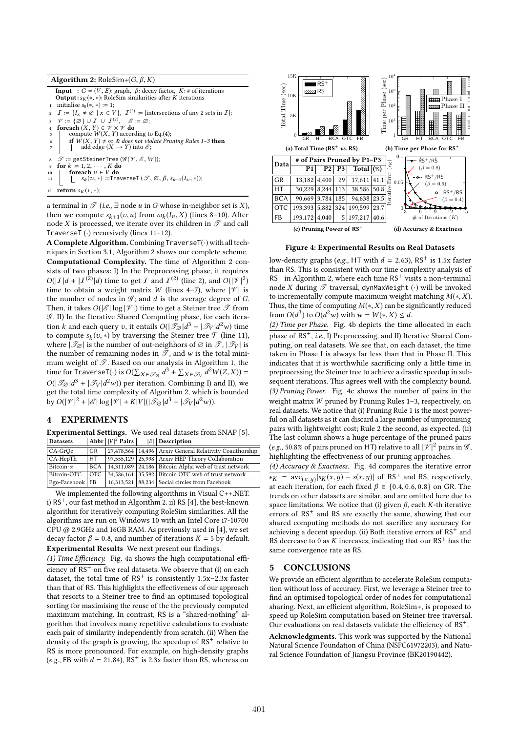**Algorithm 2:** RoleSim+$(G, \beta, K)$

```
Input  : G = (V, E): graph, β: decay factor, K: # of iterations
Output : s_K(*, *): RoleSim similarities after K iterations
1  initialise s_0(*, *) := 1;
2  I := {I_x ≠ ∅ | x ∈ V},  I^(2) := {intersections of any 2 sets in I};
3  V := {∅} ∪ I ∪ I^(2),   E := ∅;
4  foreach (X, Y) ∈ V × V do
5      compute W(X, Y) according to Eq.(4);
6      if W(X, Y) ≠ ∞ & does not violate Pruning Rules 1–3 then
7          add edge (X → Y) into E;
8  T := getSteinerTree (G(V, E, W));
9  for k := 1, 2, ···, K do
10     foreach v ∈ V do
11         s_k(v, *) :=TraverseT (T, ∅, β, s_{k-1}(I_v, *));
12 return s_K(*, *);
```

a terminal in $\mathcal{T}$ (*i.e.*, $\exists$ node $u$ in $G$ whose in-neighbor set is $X$), then we compute $s_{k+1}(v, u)$ from $\omega_k(I_v, X)$ (lines 8–10). After node $X$ is processed, we iterate over its children in $\mathcal{T}$ and call TraverseT $(\cdot)$ recursively (lines 11–12).

**A Complete Algorithm.** Combining TraverseT$(\cdot)$ with all techniques in Section 3.1, Algorithm 2 shows our complete scheme.

**Computational Complexity.** The time of Algorithm 2 consists of two phases: I) In the Preprocessing phase, it requires $O(|\mathcal{I}|d + |\mathcal{I}^{(2)}|d)$ time to get $\mathcal{I}$ and $\mathcal{I}^{(2)}$ (line 2), and $O(|\mathcal{V}|^2)$ time to obtain a weight matrix $W$ (lines 4–7), where $|\mathcal{V}|$ is the number of nodes in $\mathcal{G}$; and $d$ is the average degree of $G$. Then, it takes $O(|\mathcal{E}|\log|\mathcal{V}|)$ time to get a Steiner tree $\mathcal{T}$ from $\mathcal{G}$. II) In the Iterative Shared Computing phase, for each iteration $k$ and each query $v$, it entails $O(|\mathcal{T}_\varnothing|d^3 + |\mathcal{T}_V|d^2 w)$ time to compute $s_k(v, *)$ by traversing the Steiner tree $\mathcal{T}$ (line 11), where $|\mathcal{T}_\varnothing|$ is the number of out-neighbors of $\varnothing$ in $\mathcal{T}$, $|\mathcal{T}_V|$ is the number of remaining nodes in $\mathcal{T}$, and $w$ is the total minimum weight of $\mathcal{T}$. Based on our analysis in Algorithm 1, the time for TraverseT$(\cdot)$ is $O(\sum_{X \in \mathcal{T}_\varnothing} d^3 + \sum_{X \in \mathcal{T}_V} d^2 W(Z, X)) = O(|\mathcal{T}_\varnothing|d^3 + |\mathcal{T}_V|d^2 w))$ per iteration. Combining I) and II), we get the total time complexity of Algorithm 2, which is bounded by $O(|\mathcal{V}|^2 + |\mathcal{E}|\log|\mathcal{V}| + K|V|(|\mathcal{T}_\varnothing|d^3 + |\mathcal{T}_V|d^2 w))$.

## 4 EXPERIMENTS

**Experimental Settings.** We used real datasets from SNAP [5].

| Datasets | Abbr | $\lvert\mathcal{V}\rvert^2$ Pairs | $\lvert E\rvert$ | Description |
|---|---|---|---|---|
| CA-GrQc | GR | 27,478,564 | 14,496 | Arxiv General Relativity Coauthorship |
| CA-HepTh | HT | 97,555,129 | 25,998 | Arxiv HEP Theory Collaboration |
| Bitcoin-$\alpha$ | BCA | 14,311,089 | 24,186 | Bitcoin Alpha web of trust network |
| Bitcoin-OTC | OTC | 34,586,161 | 35,592 | Bitcoin OTC web of trust network |
| Ego-Facebook | FB | 16,313,521 | 88,234 | Social circles from Facebook |

We implemented the following algorithms in Visual C++.NET. i) RS$^+$, our fast method in Algorithm 2. ii) RS [4], the best-known algorithm for iteratively computing RoleSim similarities. All the algorithms are run on Windows 10 with an Intel Core i7-10700 CPU @ 2.9GHz and 16GB RAM. As previously used in [4], we set decay factor $\beta = 0.8$, and number of iterations $K = 5$ by default.

**Experimental Results** We next present our findings.

*(1) Time Efficiency.* Fig. 4a shows the high computational efficiency of RS$^+$ on five real datasets. We observe that (i) on each dataset, the total time of RS$^+$ is consistently 1.5x–2.3x faster than that of RS. This highlights the effectiveness of our approach that resorts to a Steiner tree to find an optimised topological sorting for maximising the reuse of the the previously computed maximum matching. In contrast, RS is a "shared-nothing" algorithm that involves many repetitive calculations to evaluate each pair of similarity independently from scratch. (ii) When the density of the graph is growing, the speedup of RS$^+$ relative to RS is more pronounced. For example, on high-density graphs (*e.g.*, FB with $d = 21.84$), RS$^+$ is 2.3x faster than RS, whereas on low-density graphs (*e.g.*, HT with $d = 2.63$), RS$^+$ is 1.5x faster than RS. This is consistent with our time complexity analysis of RS$^+$ in Algorithm 2, where each time RS$^+$ visits a non-terminal node $X$ during $\mathcal{T}$ traversal, dynMaxWeight $(\cdot)$ will be invoked to incrementally compute maximum weight matching $M(*, X)$. Thus, the time of computing $M(*, X)$ can be significantly reduced from $O(d^3)$ to $O(d^2 w)$ with $w = W(*, X) \le d$.

(c) Pruning Power of RS$^+$

| Data | # of Pairs Pruned by P1–P3 | | | | |
|---|---|---|---|---|---|
| | P1 | P2 | P3 | Total | (%) |
| GR | 13,182 | 4,400 | 29 | 17,611 | 41.1 |
| HT | 30,229 | 8,244 | 113 | 38,586 | 50.8 |
| BCA | 90,669 | 3,784 | 185 | 94,638 | 23.5 |
| OTC | 193,393 | 5,882 | 324 | 199,599 | 23.7 |
| FB | 193,172 | 4,040 | 5 | 197,217 | 40.6 |

(a) Total Time (RS$^+$ *vs.* RS) (b) Time per Phase for RS$^+$ (d) Accuracy & Exactness

**Figure 4: Experimental Results on Real Datasets**

*(2) Time per Phase.* Fig. 4b depicts the time allocated in each phase of RS$^+$, *i.e.*, I) Preprocessing, and II) Iterative Shared Computing, on real datasets. We see that, on each dataset, the time taken in Phase I is always far less than that in Phase II. This indicates that it is worthwhile sacrificing only a little time in preprocessing the Steiner tree to achieve a drastic speedup in subsequent iterations. This agrees well with the complexity bound.

*(3) Pruning Power.* Fig. 4c shows the number of pairs in the weight matrix $W$ pruned by Pruning Rules 1–3, respectively, on real datasets. We notice that (i) Pruning Rule 1 is the most powerful on all datasets as it can discard a large number of unpromising pairs with lightweight cost; Rule 2 the second, as expected. (ii) The last column shows a huge percentage of the pruned pairs (*e.g.*, 50.8% of pairs pruned on HT) relative to all $|\mathcal{V}|^2$ pairs in $\mathcal{G}$, highlighting the effectiveness of our pruning approaches.

*(4) Accuracy & Exactness.* Fig. 4d compares the iterative error $\epsilon_K = \text{ave}_{(x,y)}|s_K(x, y) - s(x, y)|$ of RS$^+$ and RS, respectively, at each iteration, for each fixed $\beta \in \{0.4, 0.6, 0.8\}$ on GR. The trends on other datasets are similar, and are omitted here due to space limitations. We notice that (i) given $\beta$, each $K$-th iterative errors of RS$^+$ and RS are exactly the same, showing that our shared computing methods do not sacrifice any accuracy for achieving a decent speedup. (ii) Both iterative errors of RS$^+$ and RS decrease to 0 as $K$ increases, indicating that our RS$^+$ has the same convergence rate as RS.

## 5 CONCLUSIONS

We provide an efficient algorithm to accelerate RoleSim computation without loss of accuracy. First, we leverage a Steiner tree to find an optimised topological order of nodes for computational sharing. Next, an efficient algorithm, RoleSim+, is proposed to speed up RoleSim computation based on Steiner tree traversal. Our evaluations on real datasets validate the efficiency of RS$^+$.

**Acknowledgments.** This work was supported by the National Natural Science Foundation of China (NSFC61972203), and Natural Science Foundation of Jiangsu Province (BK20190442).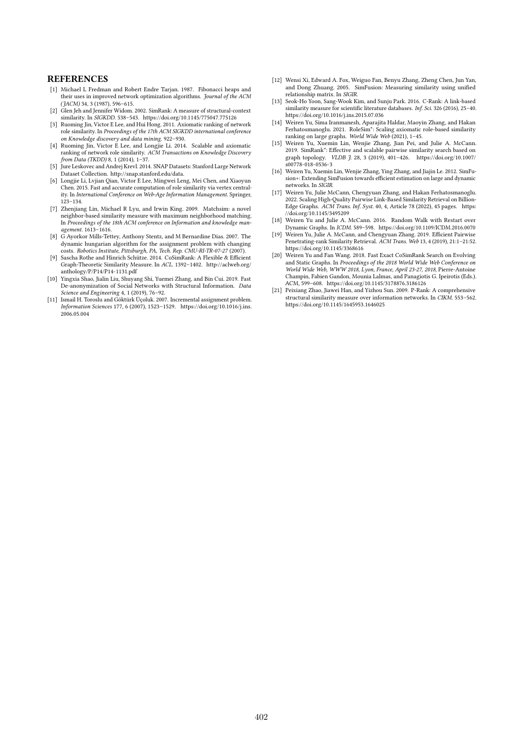## REFERENCES

- [1] Michael L Fredman and Robert Endre Tarjan. 1987. Fibonacci heaps and their uses in improved network optimization algorithms. *Journal of the ACM (JACM)* 34, 3 (1987), 596–615.
- [2] Glen Jeh and Jennifer Widom. 2002. SimRank: A measure of structural-context similarity. In *SIGKDD*. 538–543. https://doi.org/10.1145/775047.775126
- [3] Ruoming Jin, Victor E Lee, and Hui Hong. 2011. Axiomatic ranking of network role similarity. In *Proceedings of the 17th ACM SIGKDD international conference on Knowledge discovery and data mining*. 922–930.
- [4] Ruoming Jin, Victor E Lee, and Longjie Li. 2014. Scalable and axiomatic ranking of network role similarity. *ACM Transactions on Knowledge Discovery from Data (TKDD)* 8, 1 (2014), 1–37.
- [5] Jure Leskovec and Andrej Krevl. 2014. SNAP Datasets: Stanford Large Network Dataset Collection. http://snap.stanford.edu/data.
- [6] Longjie Li, Lvjian Qian, Victor E Lee, Mingwei Leng, Mei Chen, and Xiaoyun Chen. 2015. Fast and accurate computation of role similarity via vertex centrality. In *International Conference on Web-Age Information Management*. Springer, 123–134.
- [7] Zhenjiang Lin, Michael R Lyu, and Irwin King. 2009. Matchsim: a novel neighbor-based similarity measure with maximum neighborhood matching. In *Proceedings of the 18th ACM conference on Information and knowledge management*. 1613–1616.
- [8] G Ayorkor Mills-Tettey, Anthony Stentz, and M Bernardine Dias. 2007. The dynamic hungarian algorithm for the assignment problem with changing costs. *Robotics Institute, Pittsburgh, PA, Tech. Rep. CMU-RI-TR-07-27* (2007).
- [9] Sascha Rothe and Hinrich Schütze. 2014. CoSimRank: A Flexible & Efficient Graph-Theoretic Similarity Measure. In *ACL*. 1392–1402. http://aclweb.org/anthology/P/P14/P14-1131.pdf
- [10] Yingxia Shao, Jialin Liu, Shuyang Shi, Yuemei Zhang, and Bin Cui. 2019. Fast De-anonymization of Social Networks with Structural Information. *Data Science and Engineering* 4, 1 (2019), 76–92.
- [11] Ismail H. Toroslu and Göktürk Üçoluk. 2007. Incremental assignment problem. *Information Sciences* 177, 6 (2007), 1523–1529. https://doi.org/10.1016/j.ins.2006.05.004
- [12] Wensi Xi, Edward A. Fox, Weiguo Fan, Benyu Zhang, Zheng Chen, Jun Yan, and Dong Zhuang. 2005. SimFusion: Measuring similarity using unified relationship matrix. In *SIGIR*.
- [13] Seok-Ho Yoon, Sang-Wook Kim, and Sunju Park. 2016. C-Rank: A link-based similarity measure for scientific literature databases. *Inf. Sci.* 326 (2016), 25–40. https://doi.org/10.1016/j.ins.2015.07.036
- [14] Weiren Yu, Sima Iranmanesh, Aparajita Haldar, Maoyin Zhang, and Hakan Ferhatosmanoglu. 2021. RoleSim*: Scaling axiomatic role-based similarity ranking on large graphs. *World Wide Web* (2021), 1–45.
- [15] Weiren Yu, Xuemin Lin, Wenjie Zhang, Jian Pei, and Julie A. McCann. 2019. SimRank*: Effective and scalable pairwise similarity search based on graph topology. *VLDB J.* 28, 3 (2019), 401–426. https://doi.org/10.1007/s00778-018-0536-3
- [16] Weiren Yu, Xuemin Lin, Wenjie Zhang, Ying Zhang, and Jiajin Le. 2012. SimFusion+: Extending SimFusion towards efficient estimation on large and dynamic networks. In *SIGIR*.
- [17] Weiren Yu, Julie McCann, Chengyuan Zhang, and Hakan Ferhatosmanoglu. 2022. Scaling High-Quality Pairwise Link-Based Similarity Retrieval on Billion-Edge Graphs. *ACM Trans. Inf. Syst.* 40, 4, Article 78 (2022), 45 pages. https://doi.org/10.1145/3495209
- [18] Weiren Yu and Julie A. McCann. 2016. Random Walk with Restart over Dynamic Graphs. In *ICDM*. 589–598. https://doi.org/10.1109/ICDM.2016.0070
- [19] Weiren Yu, Julie A. McCann, and Chengyuan Zhang. 2019. Efficient Pairwise Penetrating-rank Similarity Retrieval. *ACM Trans. Web* 13, 4 (2019), 21:1–21:52. https://doi.org/10.1145/3368616
- [20] Weiren Yu and Fan Wang. 2018. Fast Exact CoSimRank Search on Evolving and Static Graphs. In *Proceedings of the 2018 World Wide Web Conference on World Wide Web, WWW 2018, Lyon, France, April 23-27, 2018*, Pierre-Antoine Champin, Fabien Gandon, Mounia Lalmas, and Panagiotis G. Ipeirotis (Eds.). ACM, 599–608. https://doi.org/10.1145/3178876.3186126
- [21] Peixiang Zhao, Jiawei Han, and Yizhou Sun. 2009. P-Rank: A comprehensive structural similarity measure over information networks. In *CIKM*. 553–562. https://doi.org/10.1145/1645953.1646025